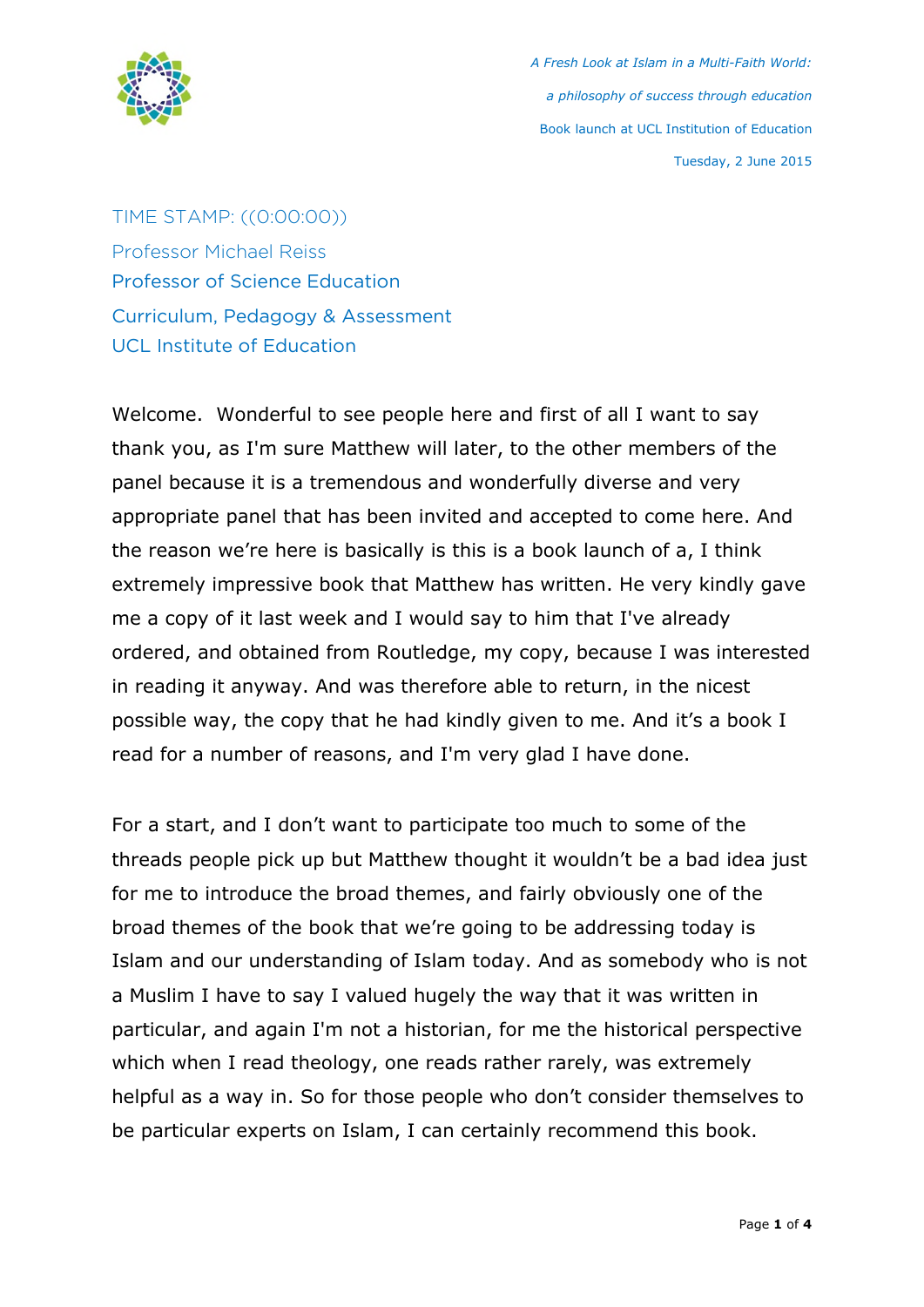*A Fresh Look at Islam in a Multi-Faith World:*

*a philosophy of success through education*

Book launch at UCL Institution of Education

Tuesday, 2 June 2015

TIME STAMP: ((0:00:00))

Professor Michael Reiss
Professor of Science Education

Curriculum, Pedagogy & Assessment
UCL Institute of Education

Welcome. Wonderful to see people here and first of all I want to say thank you, as I'm sure Matthew will later, to the other members of the panel because it is a tremendous and wonderfully diverse and very appropriate panel that has been invited and accepted to come here. And the reason we're here is basically is this is a book launch of a, I think extremely impressive book that Matthew has written. He very kindly gave me a copy of it last week and I would say to him that I've already ordered, and obtained from Routledge, my copy, because I was interested in reading it anyway. And was therefore able to return, in the nicest possible way, the copy that he had kindly given to me. And it's a book I read for a number of reasons, and I'm very glad I have done.

For a start, and I don't want to participate too much to some of the threads people pick up but Matthew thought it wouldn't be a bad idea just for me to introduce the broad themes, and fairly obviously one of the broad themes of the book that we're going to be addressing today is Islam and our understanding of Islam today. And as somebody who is not a Muslim I have to say I valued hugely the way that it was written in particular, and again I'm not a historian, for me the historical perspective which when I read theology, one reads rather rarely, was extremely helpful as a way in. So for those people who don't consider themselves to be particular experts on Islam, I can certainly recommend this book.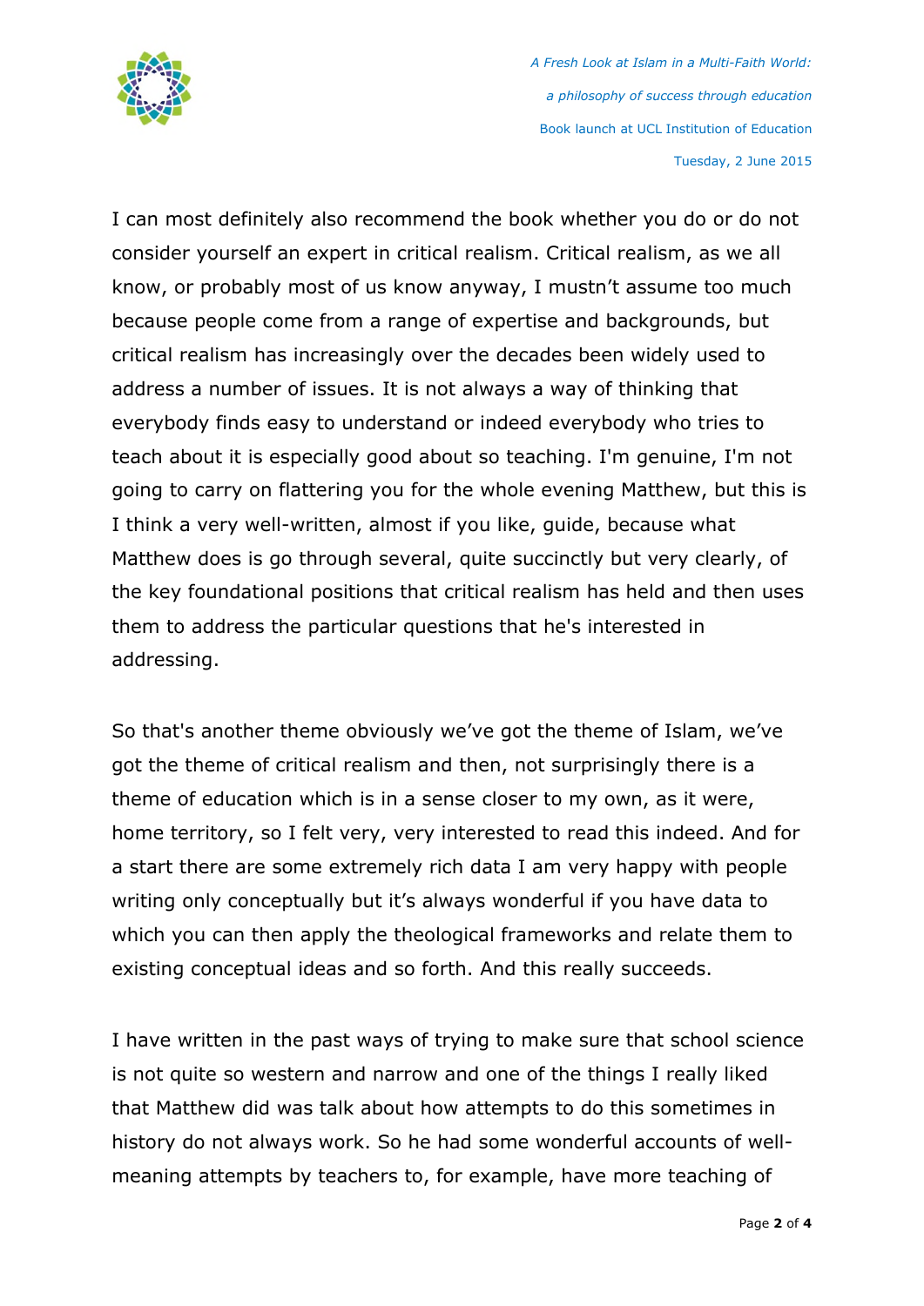I can most definitely also recommend the book whether you do or do not consider yourself an expert in critical realism. Critical realism, as we all know, or probably most of us know anyway, I mustn't assume too much because people come from a range of expertise and backgrounds, but critical realism has increasingly over the decades been widely used to address a number of issues. It is not always a way of thinking that everybody finds easy to understand or indeed everybody who tries to teach about it is especially good about so teaching. I'm genuine, I'm not going to carry on flattering you for the whole evening Matthew, but this is I think a very well-written, almost if you like, guide, because what Matthew does is go through several, quite succinctly but very clearly, of the key foundational positions that critical realism has held and then uses them to address the particular questions that he's interested in addressing.

So that's another theme obviously we've got the theme of Islam, we've got the theme of critical realism and then, not surprisingly there is a theme of education which is in a sense closer to my own, as it were, home territory, so I felt very, very interested to read this indeed. And for a start there are some extremely rich data I am very happy with people writing only conceptually but it's always wonderful if you have data to which you can then apply the theological frameworks and relate them to existing conceptual ideas and so forth. And this really succeeds.

I have written in the past ways of trying to make sure that school science is not quite so western and narrow and one of the things I really liked that Matthew did was talk about how attempts to do this sometimes in history do not always work. So he had some wonderful accounts of well-meaning attempts by teachers to, for example, have more teaching of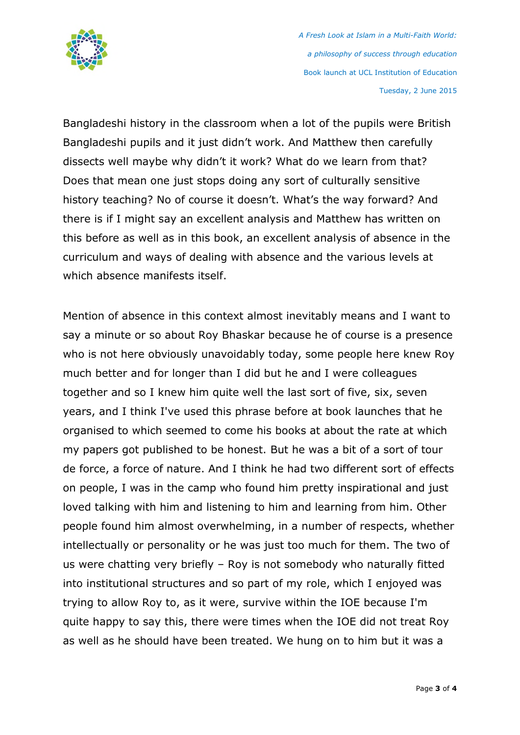Bangladeshi history in the classroom when a lot of the pupils were British Bangladeshi pupils and it just didn't work. And Matthew then carefully dissects well maybe why didn't it work? What do we learn from that? Does that mean one just stops doing any sort of culturally sensitive history teaching? No of course it doesn't. What's the way forward? And there is if I might say an excellent analysis and Matthew has written on this before as well as in this book, an excellent analysis of absence in the curriculum and ways of dealing with absence and the various levels at which absence manifests itself.

Mention of absence in this context almost inevitably means and I want to say a minute or so about Roy Bhaskar because he of course is a presence who is not here obviously unavoidably today, some people here knew Roy much better and for longer than I did but he and I were colleagues together and so I knew him quite well the last sort of five, six, seven years, and I think I've used this phrase before at book launches that he organised to which seemed to come his books at about the rate at which my papers got published to be honest. But he was a bit of a sort of tour de force, a force of nature. And I think he had two different sort of effects on people, I was in the camp who found him pretty inspirational and just loved talking with him and listening to him and learning from him. Other people found him almost overwhelming, in a number of respects, whether intellectually or personality or he was just too much for them. The two of us were chatting very briefly – Roy is not somebody who naturally fitted into institutional structures and so part of my role, which I enjoyed was trying to allow Roy to, as it were, survive within the IOE because I'm quite happy to say this, there were times when the IOE did not treat Roy as well as he should have been treated. We hung on to him but it was a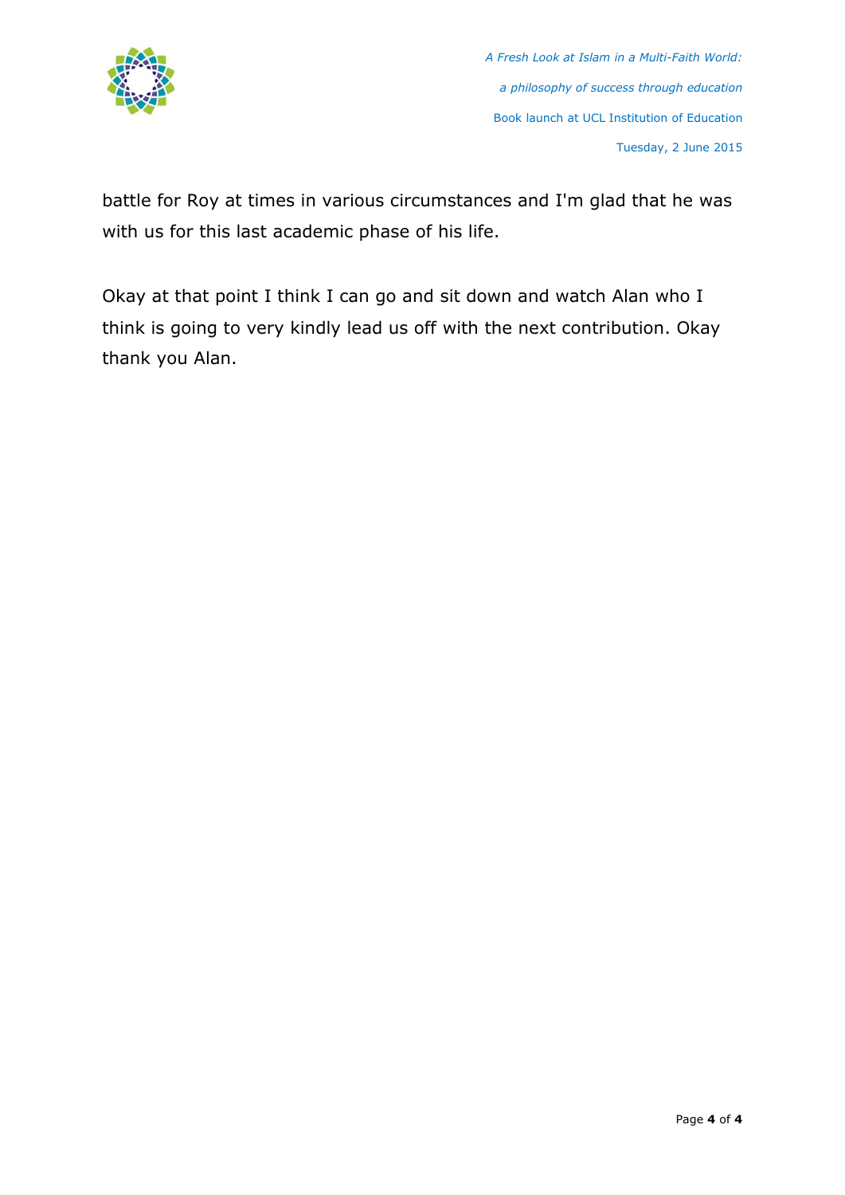battle for Roy at times in various circumstances and I'm glad that he was with us for this last academic phase of his life.

Okay at that point I think I can go and sit down and watch Alan who I think is going to very kindly lead us off with the next contribution. Okay thank you Alan.